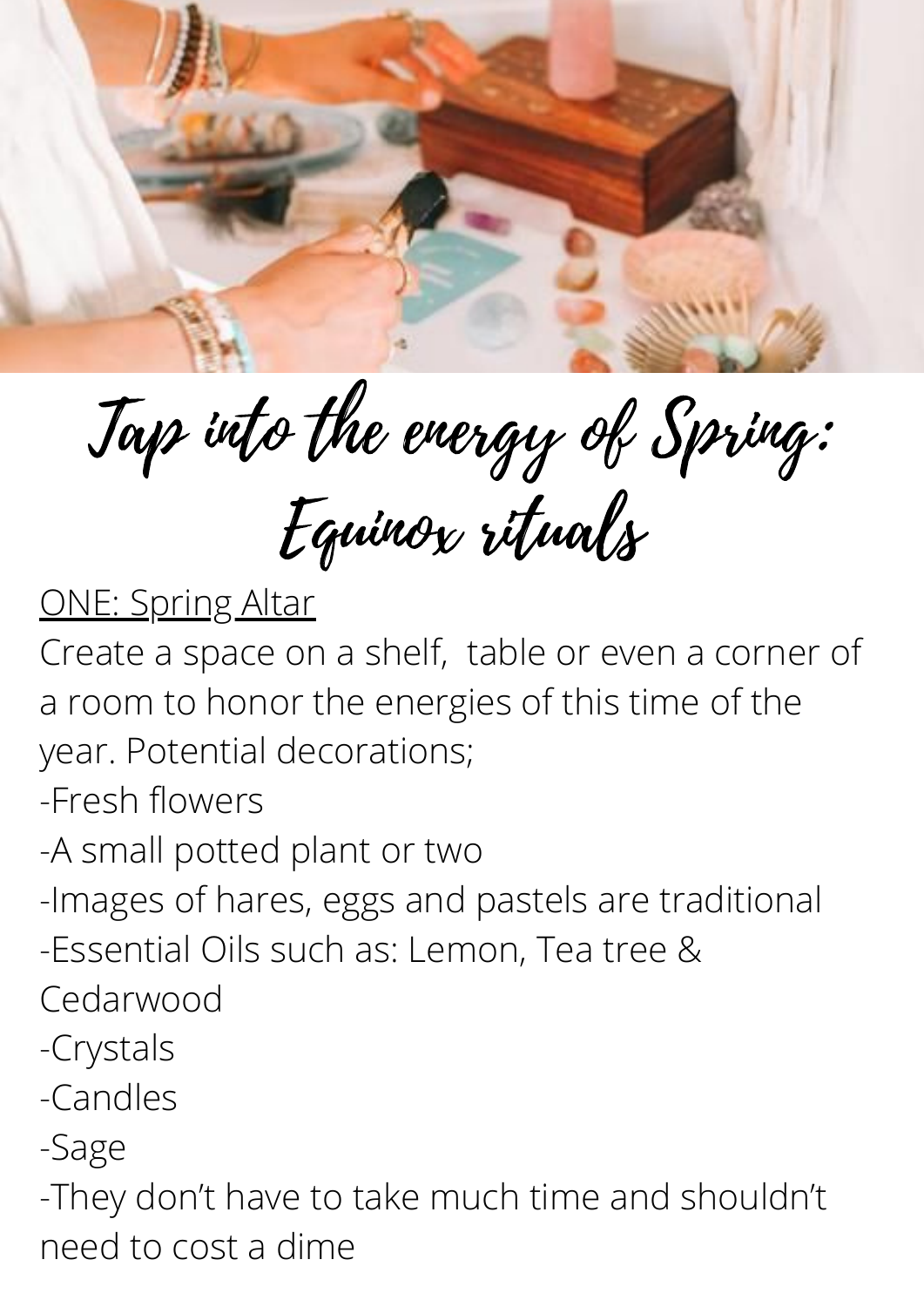# Tap into the energy of Spring: Equinox rituals

<u>ONE: Spring Altar</u>

Create a space on a shelf, table or even a corner of a room to honor the energies of this time of the year. Potential decorations;

-Fresh flowers

-A small potted plant or two

-Images of hares, eggs and pastels are traditional

-Essential Oils such as: Lemon, Tea tree & Cedarwood

-Crystals

-Candles

-Sage

-They don't have to take much time and shouldn't need to cost a dime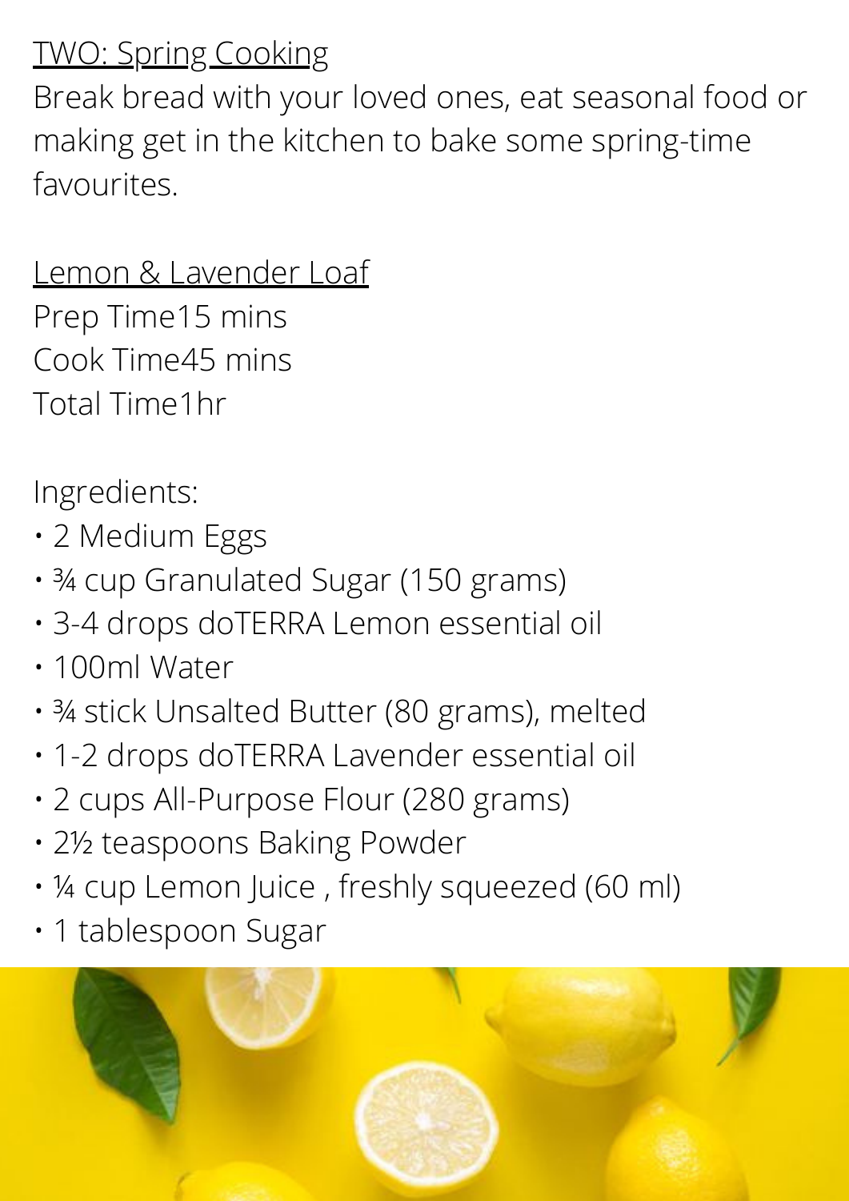TWO: Spring Cooking

Break bread with your loved ones, eat seasonal food or making get in the kitchen to bake some spring-time favourites.

Lemon & Lavender Loaf

Prep Time15 mins
Cook Time45 mins
Total Time1hr

Ingredients:

- 2 Medium Eggs
- ¾ cup Granulated Sugar (150 grams)
- 3-4 drops doTERRA Lemon essential oil
- 100ml Water
- ¾ stick Unsalted Butter (80 grams), melted
- 1-2 drops doTERRA Lavender essential oil
- 2 cups All-Purpose Flour (280 grams)
- 2½ teaspoons Baking Powder
- ¼ cup Lemon Juice , freshly squeezed (60 ml)
- 1 tablespoon Sugar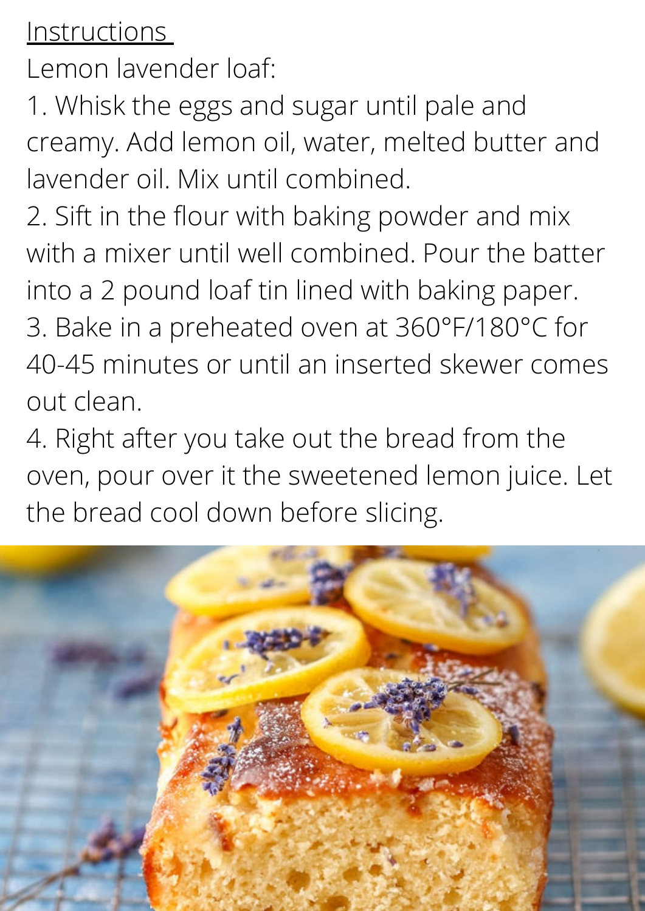<u>Instructions</u>

Lemon lavender loaf:

1. Whisk the eggs and sugar until pale and creamy. Add lemon oil, water, melted butter and lavender oil. Mix until combined.
2. Sift in the flour with baking powder and mix with a mixer until well combined. Pour the batter into a 2 pound loaf tin lined with baking paper.
3. Bake in a preheated oven at 360°F/180°C for 40-45 minutes or until an inserted skewer comes out clean.
4. Right after you take out the bread from the oven, pour over it the sweetened lemon juice. Let the bread cool down before slicing.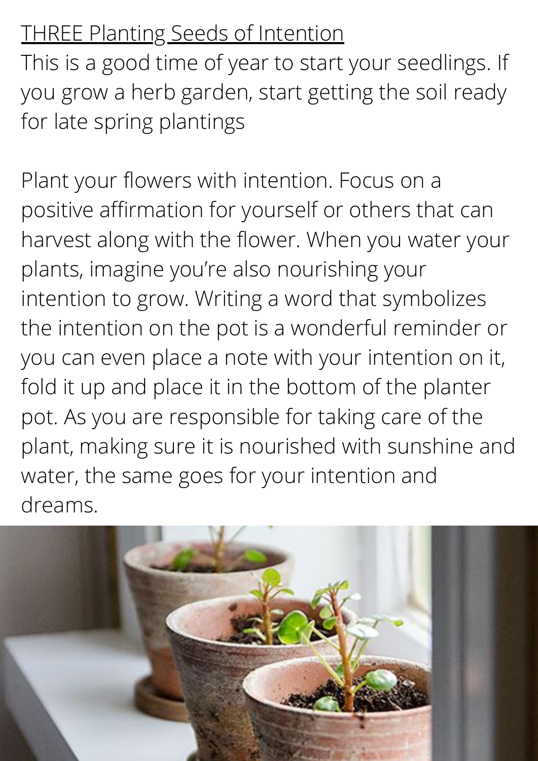## THREE Planting Seeds of Intention

This is a good time of year to start your seedlings. If you grow a herb garden, start getting the soil ready for late spring plantings

Plant your flowers with intention. Focus on a positive affirmation for yourself or others that can harvest along with the flower. When you water your plants, imagine you're also nourishing your intention to grow. Writing a word that symbolizes the intention on the pot is a wonderful reminder or you can even place a note with your intention on it, fold it up and place it in the bottom of the planter pot. As you are responsible for taking care of the plant, making sure it is nourished with sunshine and water, the same goes for your intention and dreams.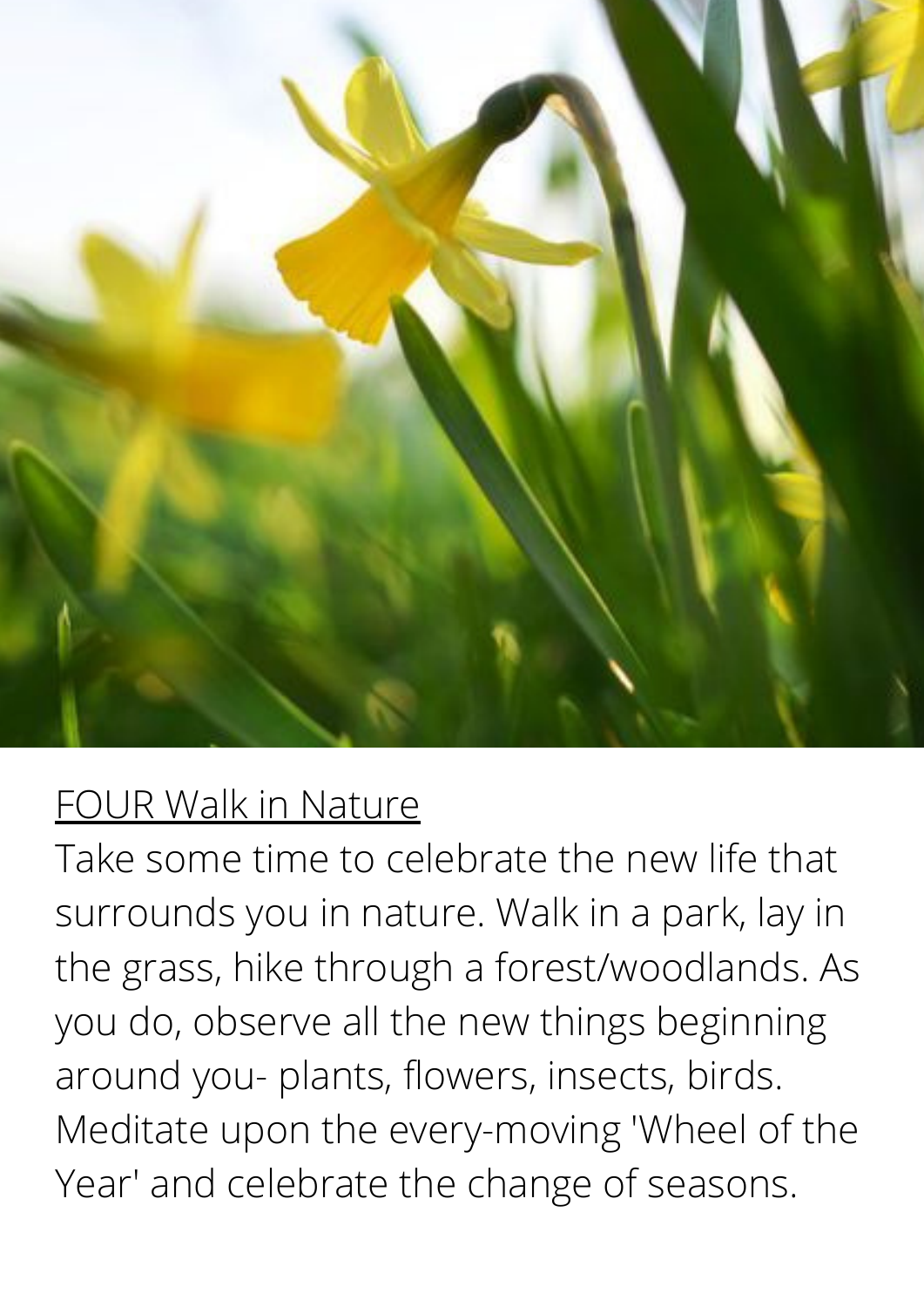FOUR Walk in Nature

Take some time to celebrate the new life that surrounds you in nature. Walk in a park, lay in the grass, hike through a forest/woodlands. As you do, observe all the new things beginning around you- plants, flowers, insects, birds. Meditate upon the every-moving 'Wheel of the Year' and celebrate the change of seasons.